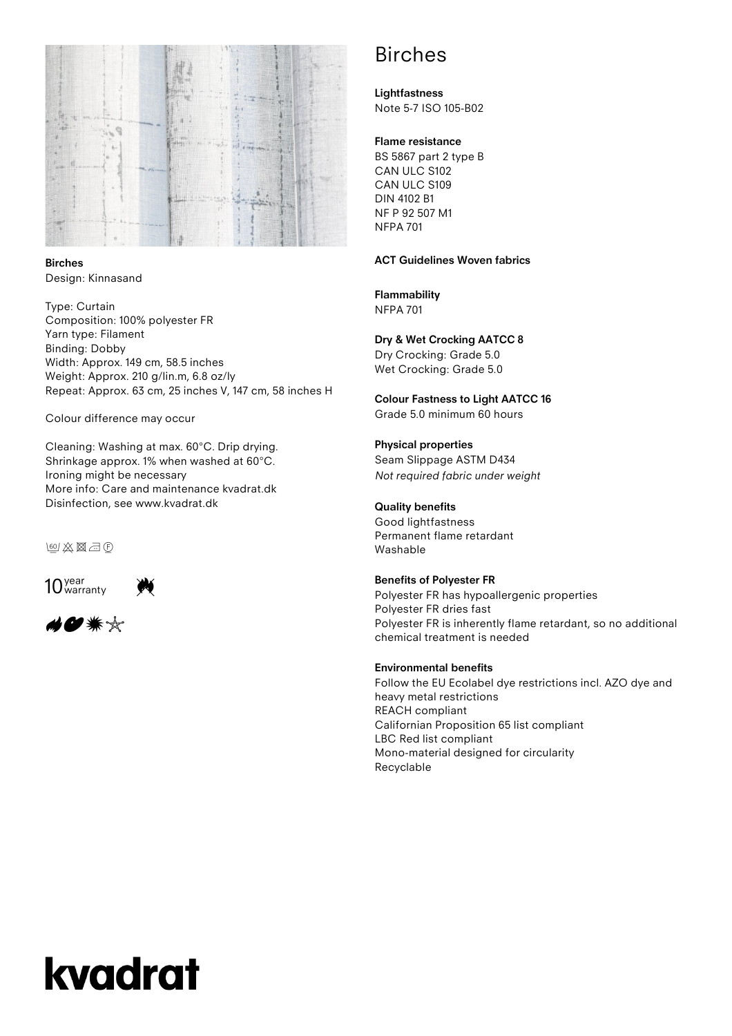# Birches

**Birches**
Design: Kinnasand

Type: Curtain
Composition: 100% polyester FR
Yarn type: Filament
Binding: Dobby
Width: Approx. 149 cm, 58.5 inches
Weight: Approx. 210 g/lin.m, 6.8 oz/ly
Repeat: Approx. 63 cm, 25 inches V, 147 cm, 58 inches H

Colour difference may occur

Cleaning: Washing at max. 60°C. Drip drying.
Shrinkage approx. 1% when washed at 60°C.
Ironing might be necessary
More info: Care and maintenance kvadrat.dk
Disinfection, see www.kvadrat.dk

10 year warranty

**Lightfastness**
Note 5-7 ISO 105-B02

**Flame resistance**
BS 5867 part 2 type B
CAN ULC S102
CAN ULC S109
DIN 4102 B1
NF P 92 507 M1
NFPA 701

**ACT Guidelines Woven fabrics**

**Flammability**
NFPA 701

**Dry & Wet Crocking AATCC 8**
Dry Crocking: Grade 5.0
Wet Crocking: Grade 5.0

**Colour Fastness to Light AATCC 16**
Grade 5.0 minimum 60 hours

**Physical properties**
Seam Slippage ASTM D434
*Not required fabric under weight*

**Quality benefits**
Good lightfastness
Permanent flame retardant
Washable

**Benefits of Polyester FR**
Polyester FR has hypoallergenic properties
Polyester FR dries fast
Polyester FR is inherently flame retardant, so no additional chemical treatment is needed

**Environmental benefits**
Follow the EU Ecolabel dye restrictions incl. AZO dye and heavy metal restrictions
REACH compliant
Californian Proposition 65 list compliant
LBC Red list compliant
Mono-material designed for circularity
Recyclable

kvadrat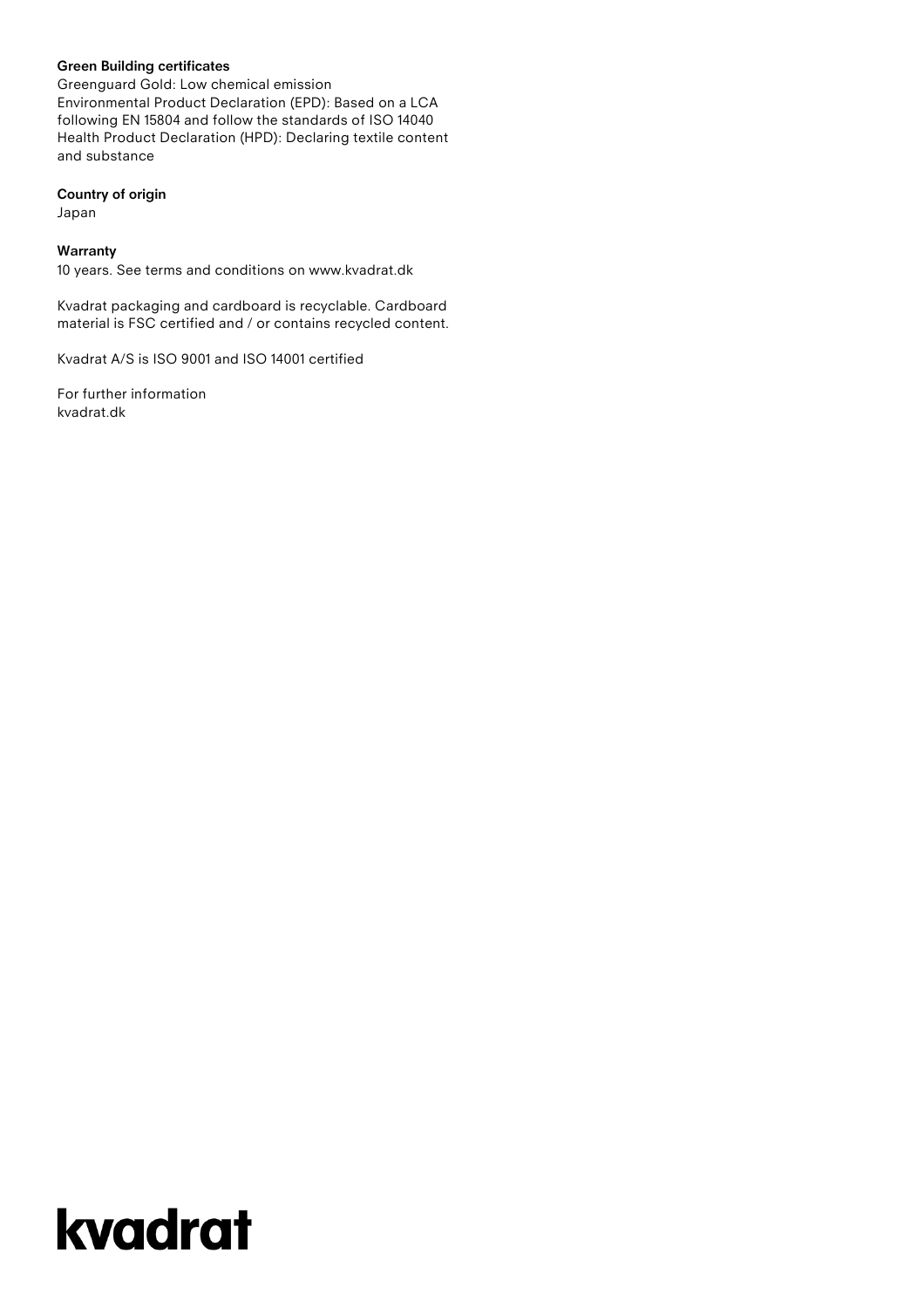**Green Building certificates**
Greenguard Gold: Low chemical emission
Environmental Product Declaration (EPD): Based on a LCA following EN 15804 and follow the standards of ISO 14040
Health Product Declaration (HPD): Declaring textile content and substance

**Country of origin**
Japan

**Warranty**
10 years. See terms and conditions on www.kvadrat.dk

Kvadrat packaging and cardboard is recyclable. Cardboard material is FSC certified and / or contains recycled content.

Kvadrat A/S is ISO 9001 and ISO 14001 certified

For further information
kvadrat.dk

**kvadrat**